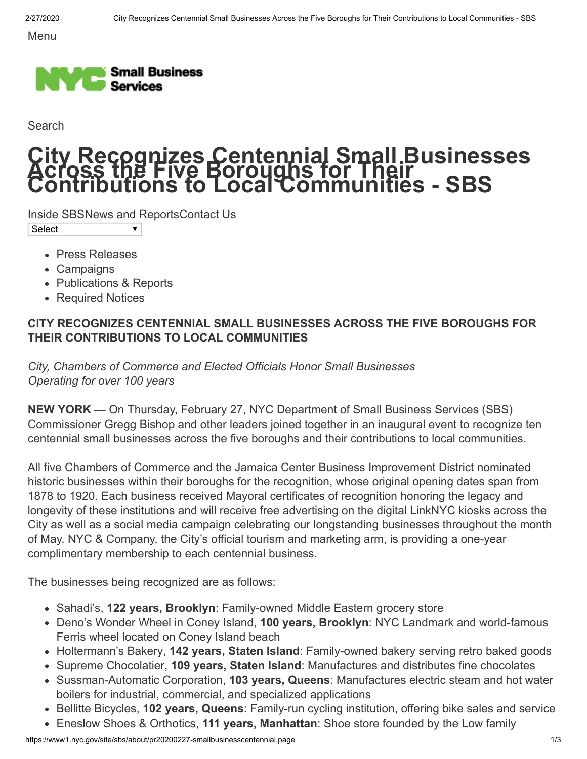Menu

Search

# City Recognizes Centennial Small Businesses Across the Five Boroughs for Their Contributions to Local Communities - SBS

Inside SBSNews and ReportsContact Us

Select

- Press Releases
- Campaigns
- Publications & Reports
- Required Notices

**CITY RECOGNIZES CENTENNIAL SMALL BUSINESSES ACROSS THE FIVE BOROUGHS FOR THEIR CONTRIBUTIONS TO LOCAL COMMUNITIES**

*City, Chambers of Commerce and Elected Officials Honor Small Businesses Operating for over 100 years*

**NEW YORK** — On Thursday, February 27, NYC Department of Small Business Services (SBS) Commissioner Gregg Bishop and other leaders joined together in an inaugural event to recognize ten centennial small businesses across the five boroughs and their contributions to local communities.

All five Chambers of Commerce and the Jamaica Center Business Improvement District nominated historic businesses within their boroughs for the recognition, whose original opening dates span from 1878 to 1920. Each business received Mayoral certificates of recognition honoring the legacy and longevity of these institutions and will receive free advertising on the digital LinkNYC kiosks across the City as well as a social media campaign celebrating our longstanding businesses throughout the month of May. NYC & Company, the City's official tourism and marketing arm, is providing a one-year complimentary membership to each centennial business.

The businesses being recognized are as follows:

- Sahadi's, **122 years, Brooklyn**: Family-owned Middle Eastern grocery store
- Deno's Wonder Wheel in Coney Island, **100 years, Brooklyn**: NYC Landmark and world-famous Ferris wheel located on Coney Island beach
- Holtermann's Bakery, **142 years, Staten Island**: Family-owned bakery serving retro baked goods
- Supreme Chocolatier, **109 years, Staten Island**: Manufactures and distributes fine chocolates
- Sussman-Automatic Corporation, **103 years, Queens**: Manufactures electric steam and hot water boilers for industrial, commercial, and specialized applications
- Bellitte Bicycles, **102 years, Queens**: Family-run cycling institution, offering bike sales and service
- Eneslow Shoes & Orthotics, **111 years, Manhattan**: Shoe store founded by the Low family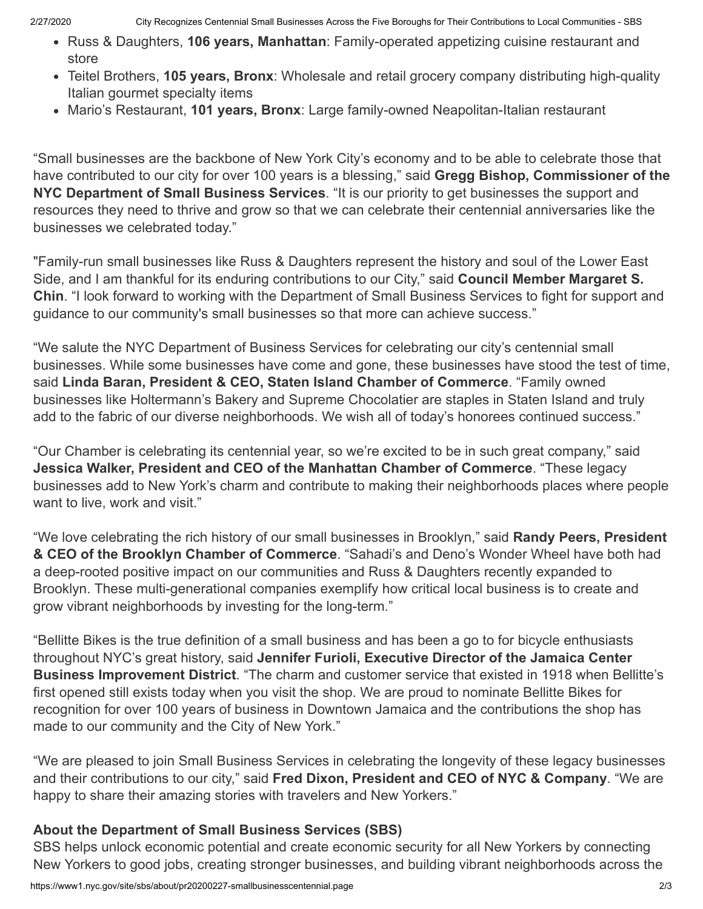- Russ & Daughters, **106 years, Manhattan**: Family-operated appetizing cuisine restaurant and store
- Teitel Brothers, **105 years, Bronx**: Wholesale and retail grocery company distributing high-quality Italian gourmet specialty items
- Mario's Restaurant, **101 years, Bronx**: Large family-owned Neapolitan-Italian restaurant

"Small businesses are the backbone of New York City's economy and to be able to celebrate those that have contributed to our city for over 100 years is a blessing," said **Gregg Bishop, Commissioner of the NYC Department of Small Business Services**. "It is our priority to get businesses the support and resources they need to thrive and grow so that we can celebrate their centennial anniversaries like the businesses we celebrated today."

"Family-run small businesses like Russ & Daughters represent the history and soul of the Lower East Side, and I am thankful for its enduring contributions to our City," said **Council Member Margaret S. Chin**. "I look forward to working with the Department of Small Business Services to fight for support and guidance to our community's small businesses so that more can achieve success."

"We salute the NYC Department of Business Services for celebrating our city's centennial small businesses. While some businesses have come and gone, these businesses have stood the test of time, said **Linda Baran, President & CEO, Staten Island Chamber of Commerce**. "Family owned businesses like Holtermann's Bakery and Supreme Chocolatier are staples in Staten Island and truly add to the fabric of our diverse neighborhoods. We wish all of today's honorees continued success."

"Our Chamber is celebrating its centennial year, so we're excited to be in such great company," said **Jessica Walker, President and CEO of the Manhattan Chamber of Commerce**. "These legacy businesses add to New York's charm and contribute to making their neighborhoods places where people want to live, work and visit."

"We love celebrating the rich history of our small businesses in Brooklyn," said **Randy Peers, President & CEO of the Brooklyn Chamber of Commerce**. "Sahadi's and Deno's Wonder Wheel have both had a deep-rooted positive impact on our communities and Russ & Daughters recently expanded to Brooklyn. These multi-generational companies exemplify how critical local business is to create and grow vibrant neighborhoods by investing for the long-term."

"Bellitte Bikes is the true definition of a small business and has been a go to for bicycle enthusiasts throughout NYC's great history, said **Jennifer Furioli, Executive Director of the Jamaica Center Business Improvement District**. "The charm and customer service that existed in 1918 when Bellitte's first opened still exists today when you visit the shop. We are proud to nominate Bellitte Bikes for recognition for over 100 years of business in Downtown Jamaica and the contributions the shop has made to our community and the City of New York."

"We are pleased to join Small Business Services in celebrating the longevity of these legacy businesses and their contributions to our city," said **Fred Dixon, President and CEO of NYC & Company**. "We are happy to share their amazing stories with travelers and New Yorkers."

### About the Department of Small Business Services (SBS)

SBS helps unlock economic potential and create economic security for all New Yorkers by connecting New Yorkers to good jobs, creating stronger businesses, and building vibrant neighborhoods across the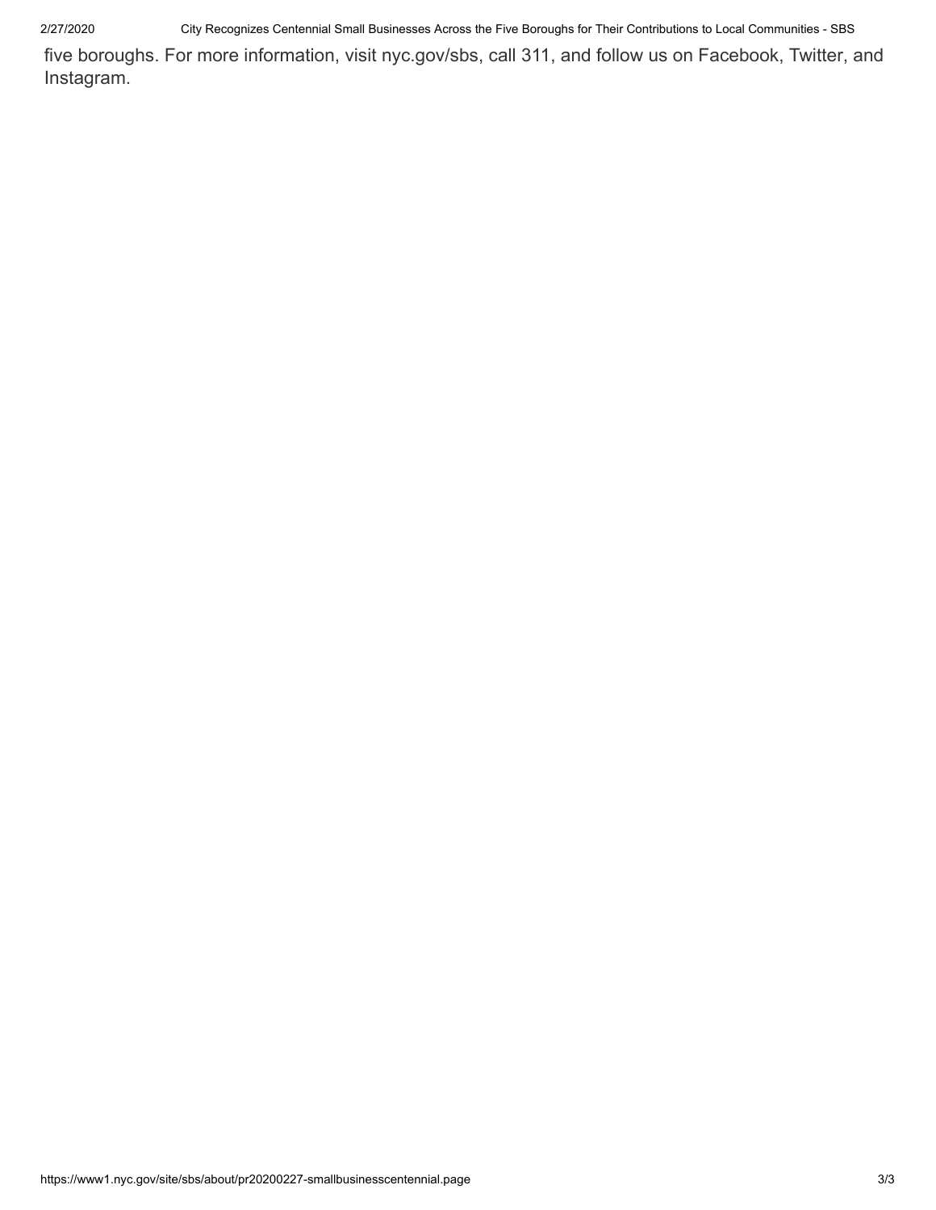five boroughs. For more information, visit nyc.gov/sbs, call 311, and follow us on Facebook, Twitter, and Instagram.